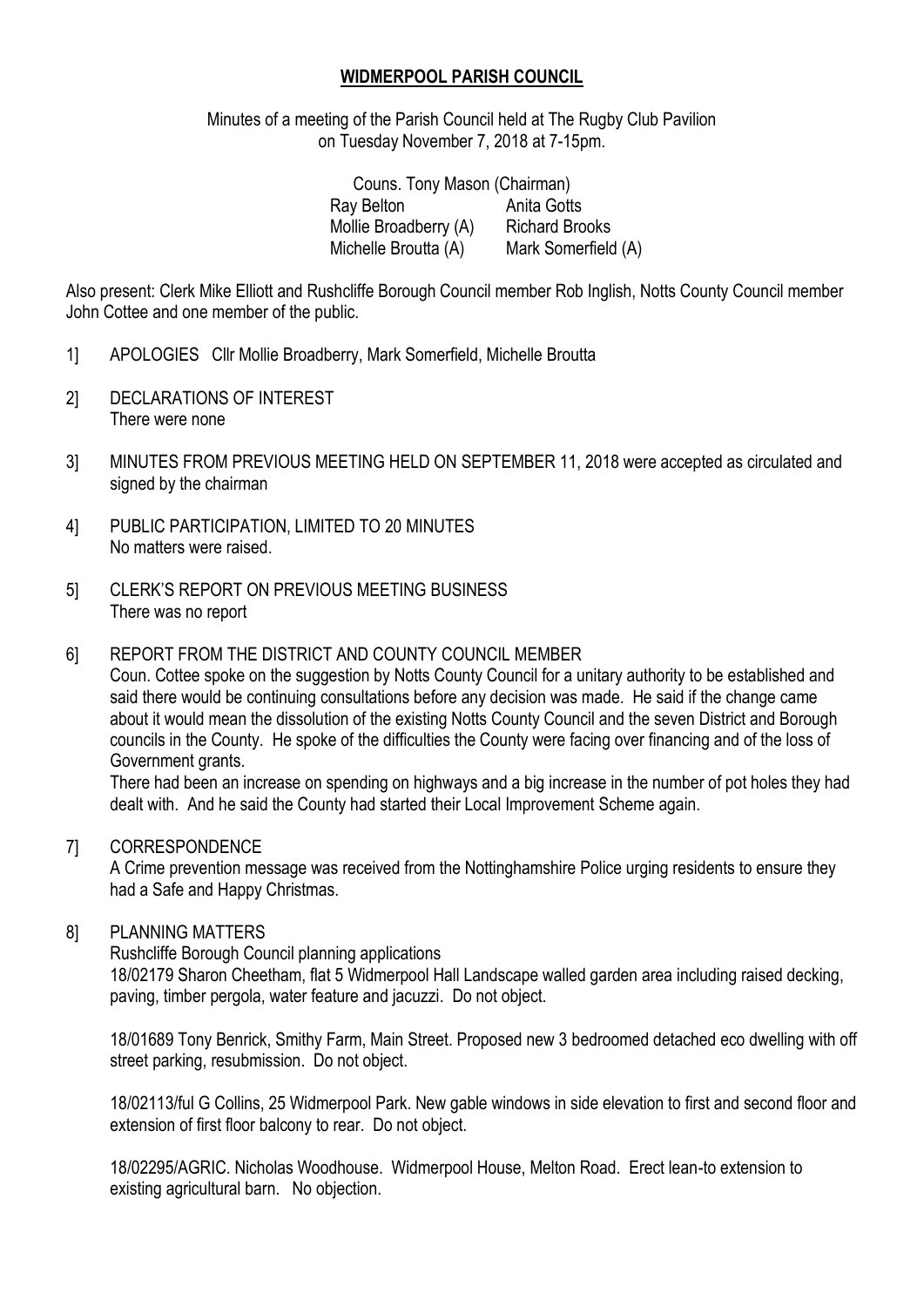# WIDMERPOOL PARISH COUNCIL

Minutes of a meeting of the Parish Council held at The Rugby Club Pavilion on Tuesday November 7, 2018 at 7-15pm.

Couns. Tony Mason (Chairman)

| | |
|---|---|
| Ray Belton | Anita Gotts |
| Mollie Broadberry (A) | Richard Brooks |
| Michelle Broutta (A) | Mark Somerfield (A) |

Also present: Clerk Mike Elliott and Rushcliffe Borough Council member Rob Inglish, Notts County Council member John Cottee and one member of the public.

1] APOLOGIES Cllr Mollie Broadberry, Mark Somerfield, Michelle Broutta

2] DECLARATIONS OF INTEREST
There were none

3] MINUTES FROM PREVIOUS MEETING HELD ON SEPTEMBER 11, 2018 were accepted as circulated and signed by the chairman

4] PUBLIC PARTICIPATION, LIMITED TO 20 MINUTES
No matters were raised.

5] CLERK'S REPORT ON PREVIOUS MEETING BUSINESS
There was no report

6] REPORT FROM THE DISTRICT AND COUNTY COUNCIL MEMBER
Coun. Cottee spoke on the suggestion by Notts County Council for a unitary authority to be established and said there would be continuing consultations before any decision was made. He said if the change came about it would mean the dissolution of the existing Notts County Council and the seven District and Borough councils in the County. He spoke of the difficulties the County were facing over financing and of the loss of Government grants.
There had been an increase on spending on highways and a big increase in the number of pot holes they had dealt with. And he said the County had started their Local Improvement Scheme again.

7] CORRESPONDENCE
A Crime prevention message was received from the Nottinghamshire Police urging residents to ensure they had a Safe and Happy Christmas.

8] PLANNING MATTERS
Rushcliffe Borough Council planning applications
18/02179 Sharon Cheetham, flat 5 Widmerpool Hall Landscape walled garden area including raised decking, paving, timber pergola, water feature and jacuzzi. Do not object.

18/01689 Tony Benrick, Smithy Farm, Main Street. Proposed new 3 bedroomed detached eco dwelling with off street parking, resubmission. Do not object.

18/02113/ful G Collins, 25 Widmerpool Park. New gable windows in side elevation to first and second floor and extension of first floor balcony to rear. Do not object.

18/02295/AGRIC. Nicholas Woodhouse. Widmerpool House, Melton Road. Erect lean-to extension to existing agricultural barn. No objection.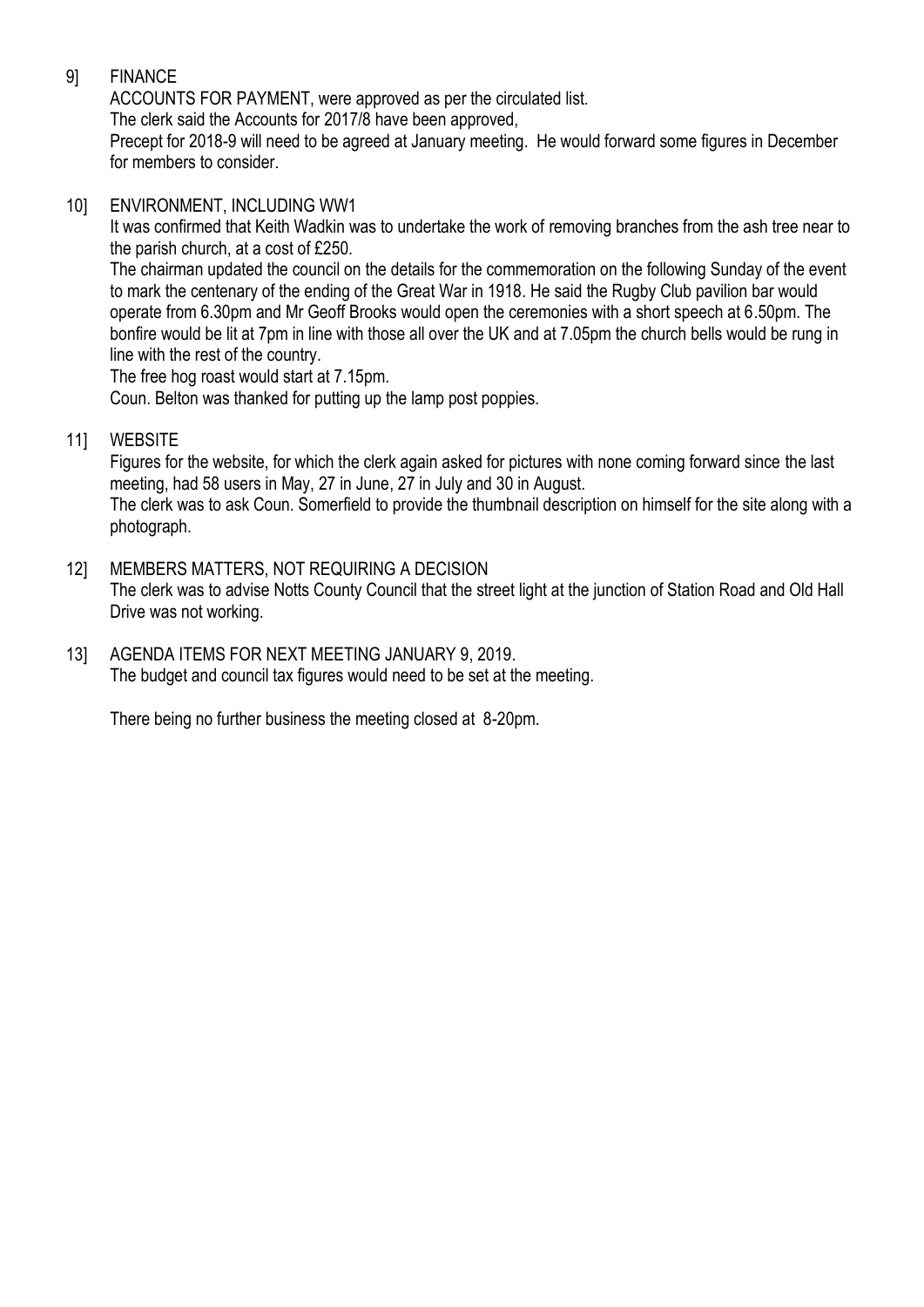9] FINANCE

ACCOUNTS FOR PAYMENT, were approved as per the circulated list.
The clerk said the Accounts for 2017/8 have been approved,
Precept for 2018-9 will need to be agreed at January meeting. He would forward some figures in December for members to consider.

10] ENVIRONMENT, INCLUDING WW1

It was confirmed that Keith Wadkin was to undertake the work of removing branches from the ash tree near to the parish church, at a cost of £250.
The chairman updated the council on the details for the commemoration on the following Sunday of the event to mark the centenary of the ending of the Great War in 1918. He said the Rugby Club pavilion bar would operate from 6.30pm and Mr Geoff Brooks would open the ceremonies with a short speech at 6.50pm. The bonfire would be lit at 7pm in line with those all over the UK and at 7.05pm the church bells would be rung in line with the rest of the country.
The free hog roast would start at 7.15pm.
Coun. Belton was thanked for putting up the lamp post poppies.

11] WEBSITE

Figures for the website, for which the clerk again asked for pictures with none coming forward since the last meeting, had 58 users in May, 27 in June, 27 in July and 30 in August.
The clerk was to ask Coun. Somerfield to provide the thumbnail description on himself for the site along with a photograph.

12] MEMBERS MATTERS, NOT REQUIRING A DECISION

The clerk was to advise Notts County Council that the street light at the junction of Station Road and Old Hall Drive was not working.

13] AGENDA ITEMS FOR NEXT MEETING JANUARY 9, 2019.

The budget and council tax figures would need to be set at the meeting.

There being no further business the meeting closed at 8-20pm.